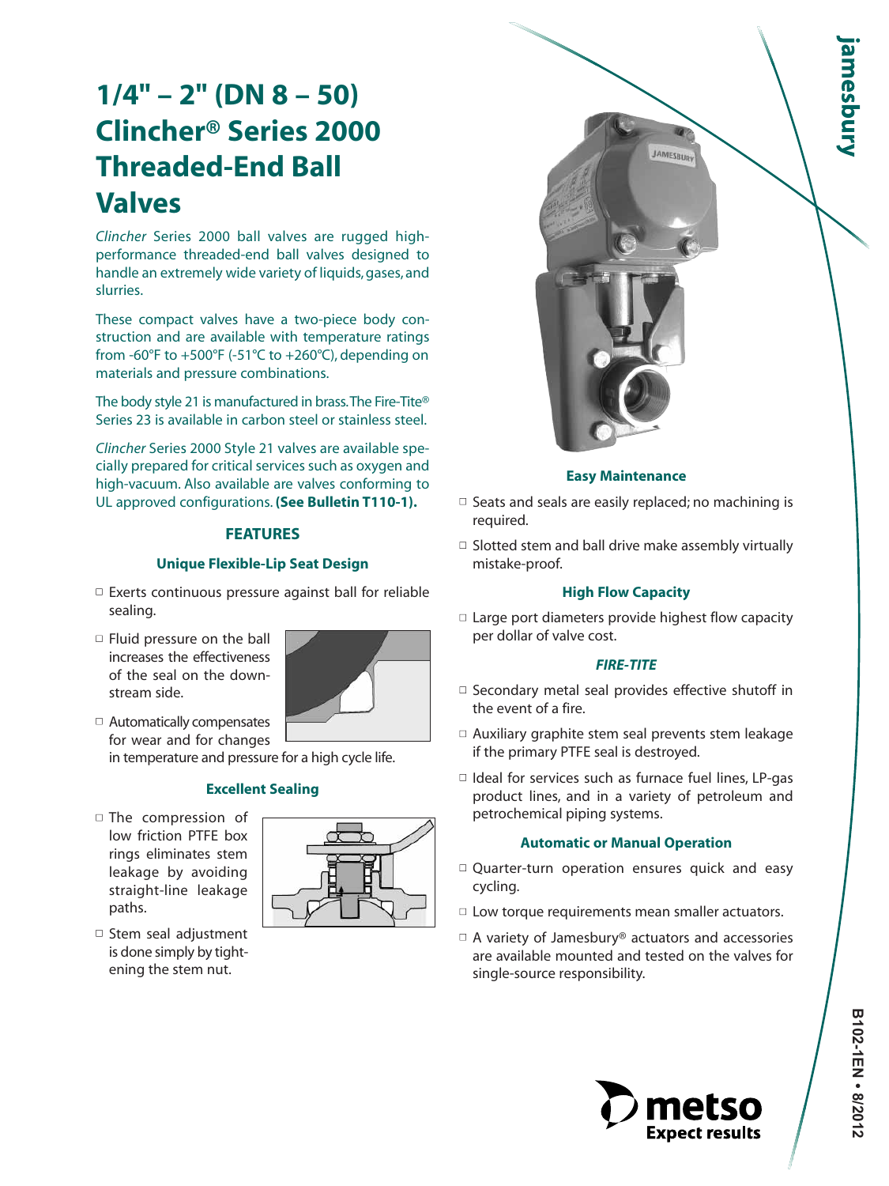# 1/4" – 2" (DN 8 – 50) Clincher® Series 2000 Threaded-End Ball Valves

*Clincher* Series 2000 ball valves are rugged high-performance threaded-end ball valves designed to handle an extremely wide variety of liquids, gases, and slurries.

These compact valves have a two-piece body construction and are available with temperature ratings from -60°F to +500°F (-51°C to +260°C), depending on materials and pressure combinations.

The body style 21 is manufactured in brass. The Fire-Tite® Series 23 is available in carbon steel or stainless steel.

*Clincher* Series 2000 Style 21 valves are available specially prepared for critical services such as oxygen and high-vacuum. Also available are valves conforming to UL approved configurations. **(See Bulletin T110-1).**

## FEATURES

### Unique Flexible-Lip Seat Design

- Exerts continuous pressure against ball for reliable sealing.
- Fluid pressure on the ball increases the effectiveness of the seal on the downstream side.
- Automatically compensates for wear and for changes in temperature and pressure for a high cycle life.

### Excellent Sealing

- The compression of low friction PTFE box rings eliminates stem leakage by avoiding straight-line leakage paths.
- Stem seal adjustment is done simply by tightening the stem nut.

### Easy Maintenance

- Seats and seals are easily replaced; no machining is required.
- Slotted stem and ball drive make assembly virtually mistake-proof.

### High Flow Capacity

- Large port diameters provide highest flow capacity per dollar of valve cost.

### *FIRE-TITE*

- Secondary metal seal provides effective shutoff in the event of a fire.
- Auxiliary graphite stem seal prevents stem leakage if the primary PTFE seal is destroyed.
- Ideal for services such as furnace fuel lines, LP-gas product lines, and in a variety of petroleum and petrochemical piping systems.

### Automatic or Manual Operation

- Quarter-turn operation ensures quick and easy cycling.
- Low torque requirements mean smaller actuators.
- A variety of Jamesbury® actuators and accessories are available mounted and tested on the valves for single-source responsibility.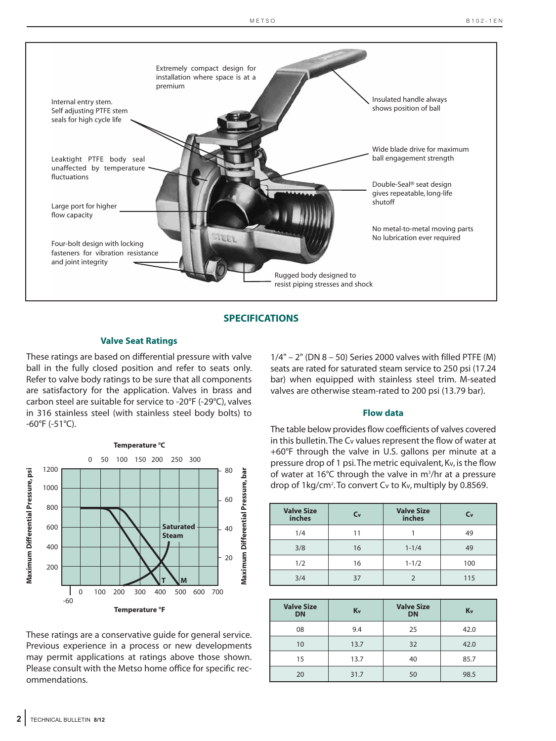Extremely compact design for installation where space is at a premium

Internal entry stem. Self adjusting PTFE stem seals for high cycle life

Insulated handle always shows position of ball

Leaktight PTFE body seal unaffected by temperature fluctuations

Wide blade drive for maximum ball engagement strength

Double-Seal® seat design gives repeatable, long-life shutoff

Large port for higher flow capacity

No metal-to-metal moving parts
No lubrication ever required

Four-bolt design with locking fasteners for vibration resistance and joint integrity

Rugged body designed to resist piping stresses and shock

## SPECIFICATIONS

### Valve Seat Ratings

These ratings are based on differential pressure with valve ball in the fully closed position and refer to seats only. Refer to valve body ratings to be sure that all components are satisfactory for the application. Valves in brass and carbon steel are suitable for service to -20°F (-29°C), valves in 316 stainless steel (with stainless steel body bolts) to -60°F (-51°C).

These ratings are a conservative guide for general service. Previous experience in a process or new developments may permit applications at ratings above those shown. Please consult with the Metso home office for specific recommendations.

1/4" – 2" (DN 8 – 50) Series 2000 valves with filled PTFE (M) seats are rated for saturated steam service to 250 psi (17.24 bar) when equipped with stainless steel trim. M-seated valves are otherwise steam-rated to 200 psi (13.79 bar).

### Flow data

The table below provides flow coefficients of valves covered in this bulletin. The $C_v$ values represent the flow of water at +60°F through the valve in U.S. gallons per minute at a pressure drop of 1 psi. The metric equivalent, $K_v$, is the flow of water at 16°C through the valve in $m^3$/hr at a pressure drop of 1kg/$cm^2$. To convert $C_v$ to $K_v$, multiply by 0.8569.

| Valve Size inches | $C_v$ | Valve Size inches | $C_v$ |
|---|---|---|---|
| 1/4 | 11 | 1 | 49 |
| 3/8 | 16 | 1-1/4 | 49 |
| 1/2 | 16 | 1-1/2 | 100 |
| 3/4 | 37 | 2 | 115 |

| Valve Size DN | $K_v$ | Valve Size DN | $K_v$ |
|---|---|---|---|
| 08 | 9.4 | 25 | 42.0 |
| 10 | 13.7 | 32 | 42.0 |
| 15 | 13.7 | 40 | 85.7 |
| 20 | 31.7 | 50 | 98.5 |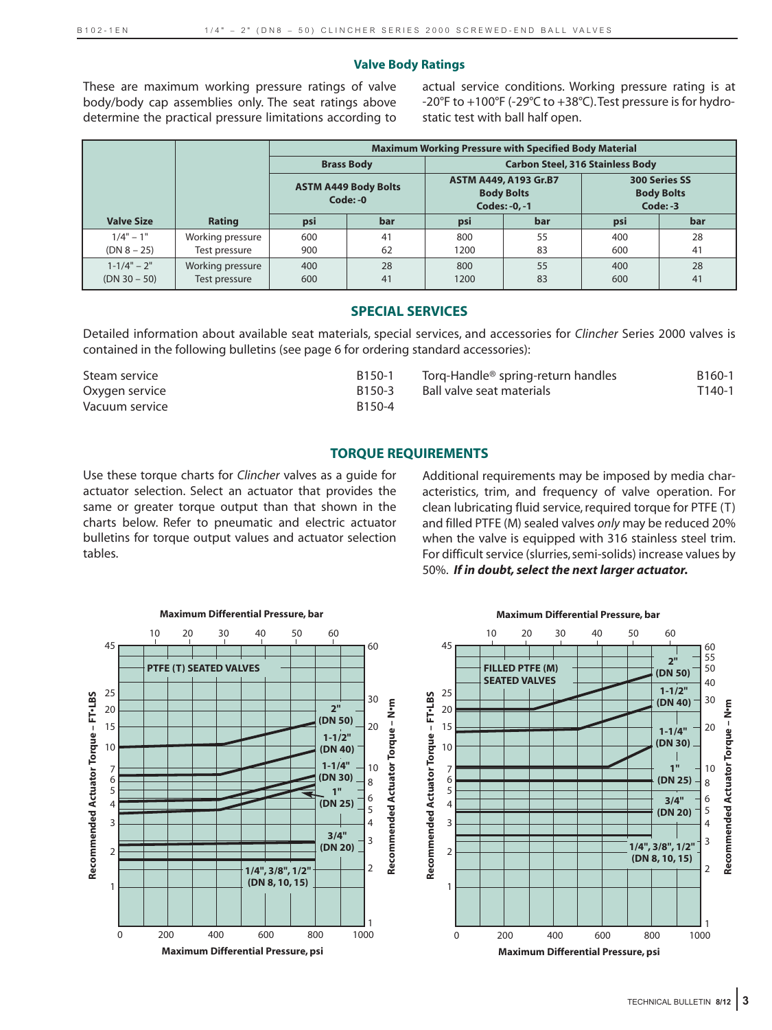## Valve Body Ratings

These are maximum working pressure ratings of valve body/body cap assemblies only. The seat ratings above determine the practical pressure limitations according to actual service conditions. Working pressure rating is at -20°F to +100°F (-29°C to +38°C). Test pressure is for hydrostatic test with ball half open.

| | | Maximum Working Pressure with Specified Body Material | | | | | |
|---|---|---|---|---|---|---|---|
| | | Brass Body | | Carbon Steel, 316 Stainless Body | | | |
| | | ASTM A449 Body Bolts Code: -0 | | ASTM A449, A193 Gr.B7 Body Bolts Codes: -0, -1 | | 300 Series SS Body Bolts Code: -3 | |
| **Valve Size** | **Rating** | **psi** | **bar** | **psi** | **bar** | **psi** | **bar** |
| 1/4" – 1" (DN 8 – 25) | Working pressure | 600 | 41 | 800 | 55 | 400 | 28 |
| | Test pressure | 900 | 62 | 1200 | 83 | 600 | 41 |
| 1-1/4" – 2" (DN 30 – 50) | Working pressure | 400 | 28 | 800 | 55 | 400 | 28 |
| | Test pressure | 600 | 41 | 1200 | 83 | 600 | 41 |

## SPECIAL SERVICES

Detailed information about available seat materials, special services, and accessories for *Clincher* Series 2000 valves is contained in the following bulletins (see page 6 for ordering standard accessories):

| | |
|---|---|
| Steam service | B150-1 |
| Oxygen service | B150-3 |
| Vacuum service | B150-4 |
| Torq-Handle® spring-return handles | B160-1 |
| Ball valve seat materials | T140-1 |

## TORQUE REQUIREMENTS

Use these torque charts for *Clincher* valves as a guide for actuator selection. Select an actuator that provides the same or greater torque output than that shown in the charts below. Refer to pneumatic and electric actuator bulletins for torque output values and actuator selection tables.

Additional requirements may be imposed by media characteristics, trim, and frequency of valve operation. For clean lubricating fluid service, required torque for PTFE (T) and filled PTFE (M) sealed valves *only* may be reduced 20% when the valve is equipped with 316 stainless steel trim. For difficult service (slurries, semi-solids) increase values by 50%. ***If in doubt, select the next larger actuator.***

**PTFE (T) SEATED VALVES** — Recommended Actuator Torque (FT•LBS / N•m) vs. Maximum Differential Pressure (psi / bar). Curves: 2" (DN 50); 1-1/2" (DN 40); 1-1/4" (DN 30); 1" (DN 25); 3/4" (DN 20); 1/4", 3/8", 1/2" (DN 8, 10, 15).

**FILLED PTFE (M) SEATED VALVES** — Recommended Actuator Torque (FT•LBS / N•m) vs. Maximum Differential Pressure (psi / bar). Curves: 2" (DN 50); 1-1/2" (DN 40); 1-1/4" (DN 30); 1" (DN 25); 3/4" (DN 20); 1/4", 3/8", 1/2" (DN 8, 10, 15).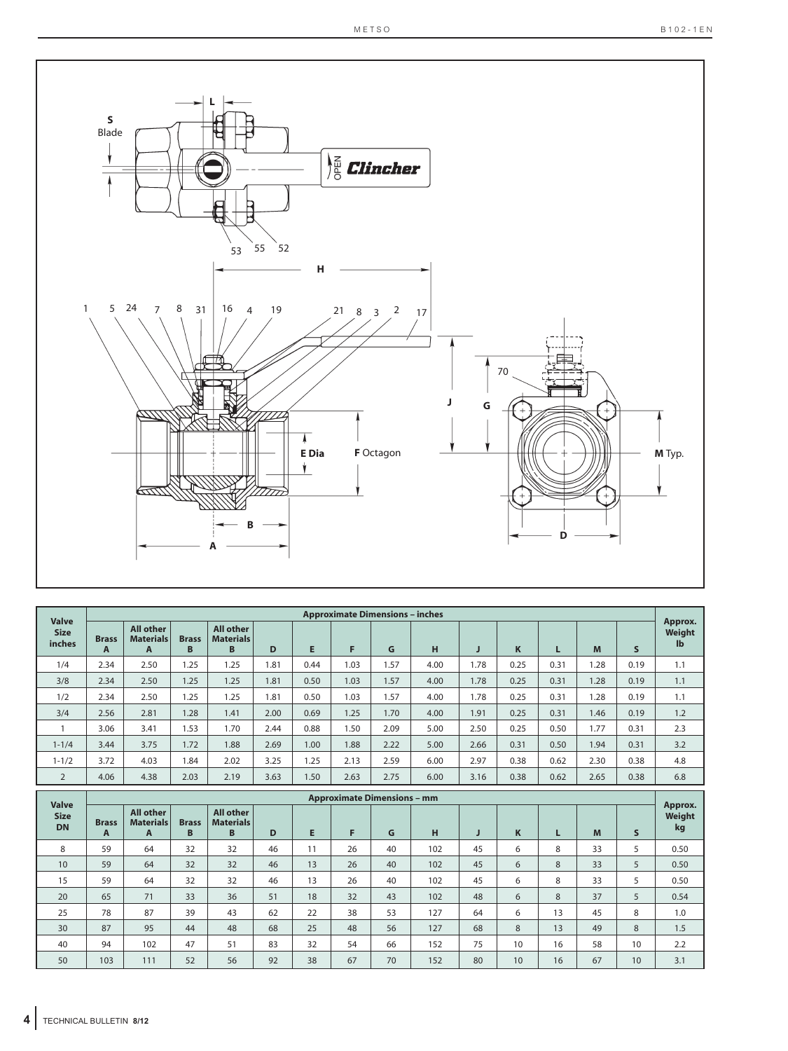| Valve Size inches | Approximate Dimensions – inches | | | | | | | | | | | | | | Approx. Weight lb |
|---|---|---|---|---|---|---|---|---|---|---|---|---|---|---|---|
| | Brass A | All other Materials A | Brass B | All other Materials B | D | E | F | G | H | J | K | L | M | S | |
| 1/4 | 2.34 | 2.50 | 1.25 | 1.25 | 1.81 | 0.44 | 1.03 | 1.57 | 4.00 | 1.78 | 0.25 | 0.31 | 1.28 | 0.19 | 1.1 |
| 3/8 | 2.34 | 2.50 | 1.25 | 1.25 | 1.81 | 0.50 | 1.03 | 1.57 | 4.00 | 1.78 | 0.25 | 0.31 | 1.28 | 0.19 | 1.1 |
| 1/2 | 2.34 | 2.50 | 1.25 | 1.25 | 1.81 | 0.50 | 1.03 | 1.57 | 4.00 | 1.78 | 0.25 | 0.31 | 1.28 | 0.19 | 1.1 |
| 3/4 | 2.56 | 2.81 | 1.28 | 1.41 | 2.00 | 0.69 | 1.25 | 1.70 | 4.00 | 1.91 | 0.25 | 0.31 | 1.46 | 0.19 | 1.2 |
| 1 | 3.06 | 3.41 | 1.53 | 1.70 | 2.44 | 0.88 | 1.50 | 2.09 | 5.00 | 2.50 | 0.25 | 0.50 | 1.77 | 0.31 | 2.3 |
| 1-1/4 | 3.44 | 3.75 | 1.72 | 1.88 | 2.69 | 1.00 | 1.88 | 2.22 | 5.00 | 2.66 | 0.31 | 0.50 | 1.94 | 0.31 | 3.2 |
| 1-1/2 | 3.72 | 4.03 | 1.84 | 2.02 | 3.25 | 1.25 | 2.13 | 2.59 | 6.00 | 2.97 | 0.38 | 0.62 | 2.30 | 0.38 | 4.8 |
| 2 | 4.06 | 4.38 | 2.03 | 2.19 | 3.63 | 1.50 | 2.63 | 2.75 | 6.00 | 3.16 | 0.38 | 0.62 | 2.65 | 0.38 | 6.8 |

| Valve Size DN | Approximate Dimensions – mm | | | | | | | | | | | | | | Approx. Weight kg |
|---|---|---|---|---|---|---|---|---|---|---|---|---|---|---|---|
| | Brass A | All other Materials A | Brass B | All other Materials B | D | E | F | G | H | J | K | L | M | S | |
| 8 | 59 | 64 | 32 | 32 | 46 | 11 | 26 | 40 | 102 | 45 | 6 | 8 | 33 | 5 | 0.50 |
| 10 | 59 | 64 | 32 | 32 | 46 | 13 | 26 | 40 | 102 | 45 | 6 | 8 | 33 | 5 | 0.50 |
| 15 | 59 | 64 | 32 | 32 | 46 | 13 | 26 | 40 | 102 | 45 | 6 | 8 | 33 | 5 | 0.50 |
| 20 | 65 | 71 | 33 | 36 | 51 | 18 | 32 | 43 | 102 | 48 | 6 | 8 | 37 | 5 | 0.54 |
| 25 | 78 | 87 | 39 | 43 | 62 | 22 | 38 | 53 | 127 | 64 | 6 | 13 | 45 | 8 | 1.0 |
| 30 | 87 | 95 | 44 | 48 | 68 | 25 | 48 | 56 | 127 | 68 | 8 | 13 | 49 | 8 | 1.5 |
| 40 | 94 | 102 | 47 | 51 | 83 | 32 | 54 | 66 | 152 | 75 | 10 | 16 | 58 | 10 | 2.2 |
| 50 | 103 | 111 | 52 | 56 | 92 | 38 | 67 | 70 | 152 | 80 | 10 | 16 | 67 | 10 | 3.1 |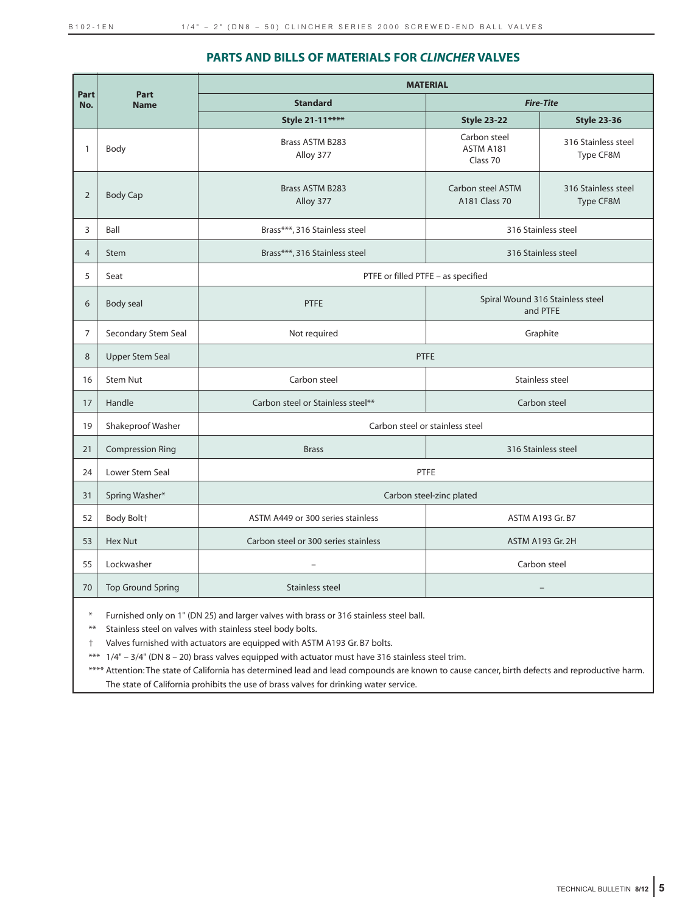## PARTS AND BILLS OF MATERIALS FOR *CLINCHER* VALVES

| Part No. | Part Name | MATERIAL | | |
|---|---|---|---|---|
| | | Standard | *Fire-Tite* | |
| | | Style 21-11**** | Style 23-22 | Style 23-36 |
| 1 | Body | Brass ASTM B283 Alloy 377 | Carbon steel ASTM A181 Class 70 | 316 Stainless steel Type CF8M |
| 2 | Body Cap | Brass ASTM B283 Alloy 377 | Carbon steel ASTM A181 Class 70 | 316 Stainless steel Type CF8M |
| 3 | Ball | Brass***, 316 Stainless steel | 316 Stainless steel | |
| 4 | Stem | Brass***, 316 Stainless steel | 316 Stainless steel | |
| 5 | Seat | PTFE or filled PTFE – as specified | | |
| 6 | Body seal | PTFE | Spiral Wound 316 Stainless steel and PTFE | |
| 7 | Secondary Stem Seal | Not required | Graphite | |
| 8 | Upper Stem Seal | PTFE | | |
| 16 | Stem Nut | Carbon steel | Stainless steel | |
| 17 | Handle | Carbon steel or Stainless steel** | Carbon steel | |
| 19 | Shakeproof Washer | Carbon steel or stainless steel | | |
| 21 | Compression Ring | Brass | 316 Stainless steel | |
| 24 | Lower Stem Seal | PTFE | | |
| 31 | Spring Washer* | Carbon steel-zinc plated | | |
| 52 | Body Bolt† | ASTM A449 or 300 series stainless | ASTM A193 Gr. B7 | |
| 53 | Hex Nut | Carbon steel or 300 series stainless | ASTM A193 Gr. 2H | |
| 55 | Lockwasher | – | Carbon steel | |
| 70 | Top Ground Spring | Stainless steel | – | |

\* Furnished only on 1" (DN 25) and larger valves with brass or 316 stainless steel ball.

** Stainless steel on valves with stainless steel body bolts.

† Valves furnished with actuators are equipped with ASTM A193 Gr. B7 bolts.

*** 1/4" – 3/4" (DN 8 – 20) brass valves equipped with actuator must have 316 stainless steel trim.

**** Attention: The state of California has determined lead and lead compounds are known to cause cancer, birth defects and reproductive harm. The state of California prohibits the use of brass valves for drinking water service.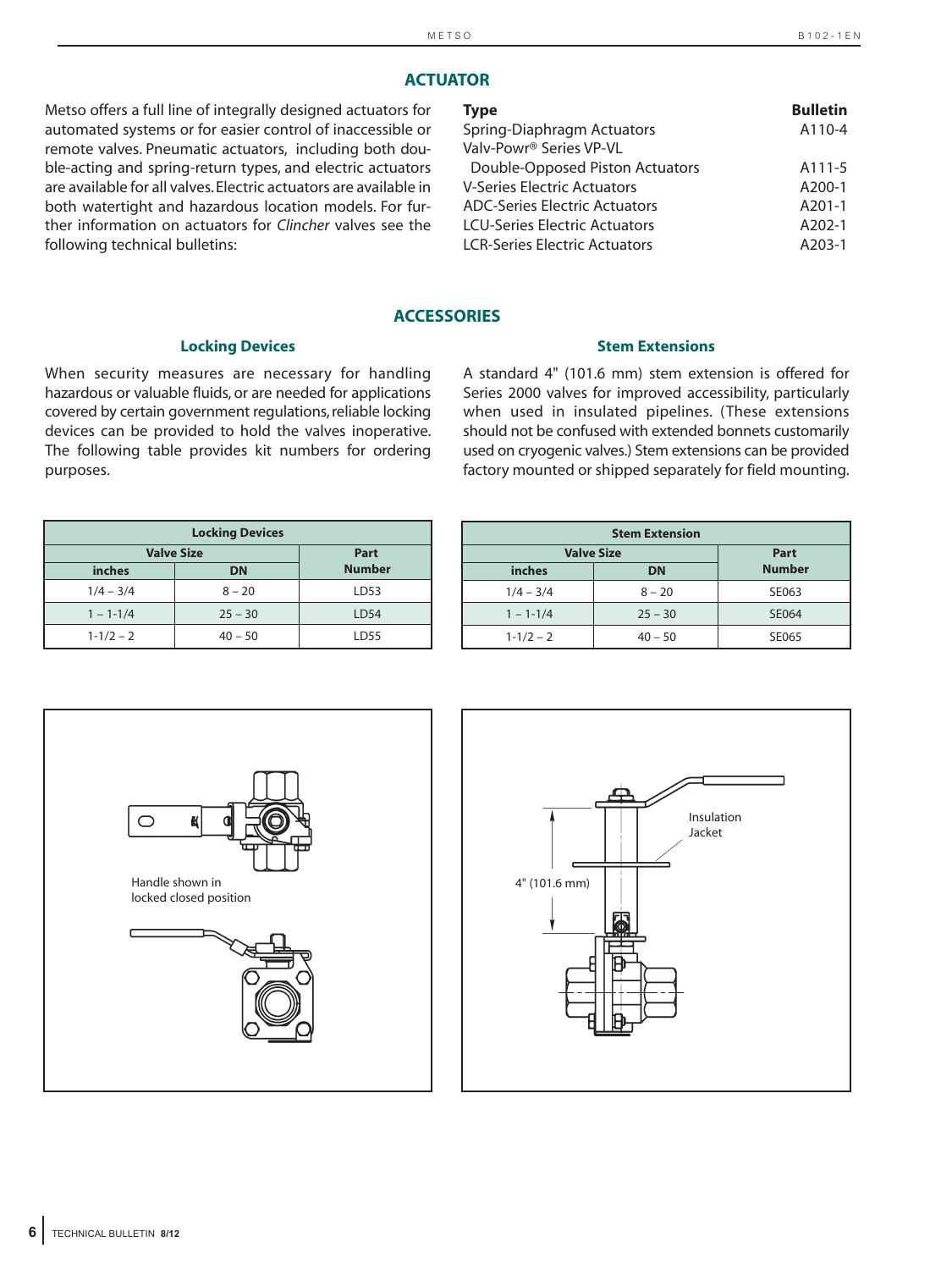## ACTUATOR

Metso offers a full line of integrally designed actuators for automated systems or for easier control of inaccessible or remote valves. Pneumatic actuators, including both double-acting and spring-return types, and electric actuators are available for all valves. Electric actuators are available in both watertight and hazardous location models. For further information on actuators for *Clincher* valves see the following technical bulletins:

| **Type** | **Bulletin** |
|---|---|
| Spring-Diaphragm Actuators | A110-4 |
| Valv-Powr® Series VP-VL Double-Opposed Piston Actuators | A111-5 |
| V-Series Electric Actuators | A200-1 |
| ADC-Series Electric Actuators | A201-1 |
| LCU-Series Electric Actuators | A202-1 |
| LCR-Series Electric Actuators | A203-1 |

## ACCESSORIES

### Locking Devices

When security measures are necessary for handling hazardous or valuable fluids, or are needed for applications covered by certain government regulations, reliable locking devices can be provided to hold the valves inoperative. The following table provides kit numbers for ordering purposes.

| Locking Devices | | |
|---|---|---|
| Valve Size | | Part Number |
| inches | DN | |
| 1/4 – 3/4 | 8 – 20 | LD53 |
| 1 – 1-1/4 | 25 – 30 | LD54 |
| 1-1/2 – 2 | 40 – 50 | LD55 |

Handle shown in locked closed position

### Stem Extensions

A standard 4" (101.6 mm) stem extension is offered for Series 2000 valves for improved accessibility, particularly when used in insulated pipelines. (These extensions should not be confused with extended bonnets customarily used on cryogenic valves.) Stem extensions can be provided factory mounted or shipped separately for field mounting.

| Stem Extension | | |
|---|---|---|
| Valve Size | | Part Number |
| inches | DN | |
| 1/4 – 3/4 | 8 – 20 | SE063 |
| 1 – 1-1/4 | 25 – 30 | SE064 |
| 1-1/2 – 2 | 40 – 50 | SE065 |

Insulation Jacket

4" (101.6 mm)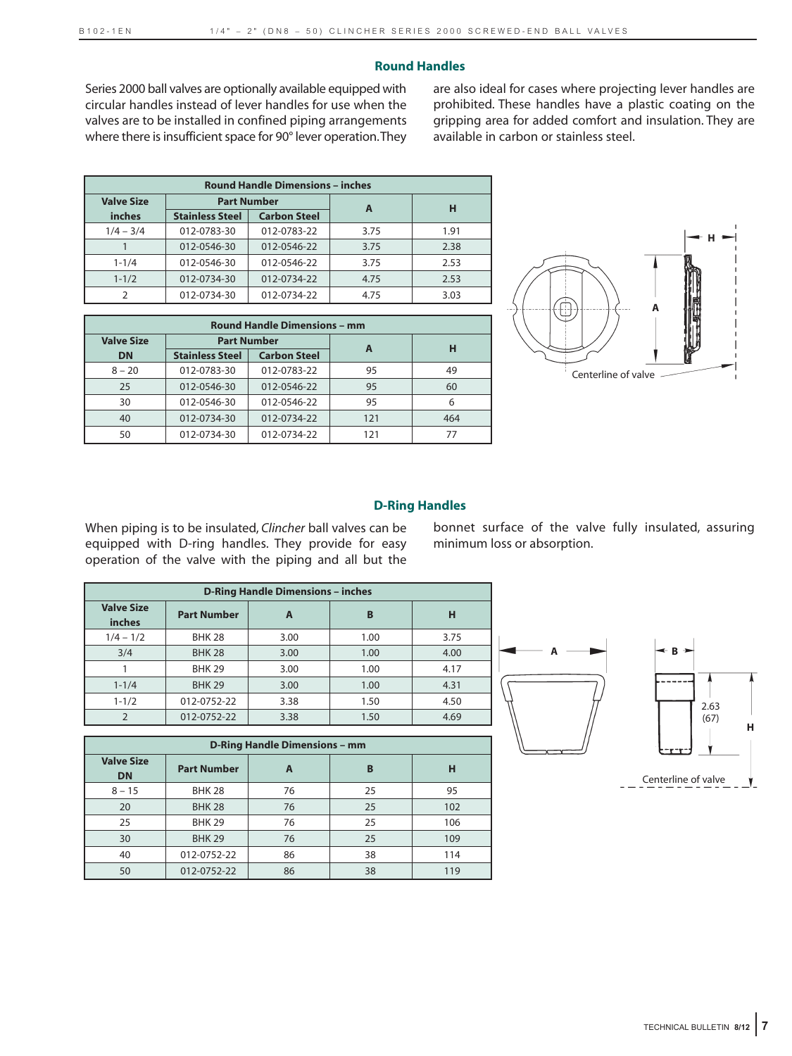## Round Handles

Series 2000 ball valves are optionally available equipped with circular handles instead of lever handles for use when the valves are to be installed in confined piping arrangements where there is insufficient space for 90° lever operation. They are also ideal for cases where projecting lever handles are prohibited. These handles have a plastic coating on the gripping area for added comfort and insulation. They are available in carbon or stainless steel.

| Round Handle Dimensions – inches | | | | |
|---|---|---|---|---|
| Valve Size inches | Part Number | | A | H |
| | Stainless Steel | Carbon Steel | | |
| 1/4 – 3/4 | 012-0783-30 | 012-0783-22 | 3.75 | 1.91 |
| 1 | 012-0546-30 | 012-0546-22 | 3.75 | 2.38 |
| 1-1/4 | 012-0546-30 | 012-0546-22 | 3.75 | 2.53 |
| 1-1/2 | 012-0734-30 | 012-0734-22 | 4.75 | 2.53 |
| 2 | 012-0734-30 | 012-0734-22 | 4.75 | 3.03 |

| Round Handle Dimensions – mm | | | | |
|---|---|---|---|---|
| Valve Size DN | Part Number | | A | H |
| | Stainless Steel | Carbon Steel | | |
| 8 – 20 | 012-0783-30 | 012-0783-22 | 95 | 49 |
| 25 | 012-0546-30 | 012-0546-22 | 95 | 60 |
| 30 | 012-0546-30 | 012-0546-22 | 95 | 6 |
| 40 | 012-0734-30 | 012-0734-22 | 121 | 464 |
| 50 | 012-0734-30 | 012-0734-22 | 121 | 77 |

H

A

Centerline of valve

## D-Ring Handles

When piping is to be insulated, *Clincher* ball valves can be equipped with D-ring handles. They provide for easy operation of the valve with the piping and all but the bonnet surface of the valve fully insulated, assuring minimum loss or absorption.

| D-Ring Handle Dimensions – inches | | | | |
|---|---|---|---|---|
| Valve Size inches | Part Number | A | B | H |
| 1/4 – 1/2 | BHK 28 | 3.00 | 1.00 | 3.75 |
| 3/4 | BHK 28 | 3.00 | 1.00 | 4.00 |
| 1 | BHK 29 | 3.00 | 1.00 | 4.17 |
| 1-1/4 | BHK 29 | 3.00 | 1.00 | 4.31 |
| 1-1/2 | 012-0752-22 | 3.38 | 1.50 | 4.50 |
| 2 | 012-0752-22 | 3.38 | 1.50 | 4.69 |

| D-Ring Handle Dimensions – mm | | | | |
|---|---|---|---|---|
| Valve Size DN | Part Number | A | B | H |
| 8 – 15 | BHK 28 | 76 | 25 | 95 |
| 20 | BHK 28 | 76 | 25 | 102 |
| 25 | BHK 29 | 76 | 25 | 106 |
| 30 | BHK 29 | 76 | 25 | 109 |
| 40 | 012-0752-22 | 86 | 38 | 114 |
| 50 | 012-0752-22 | 86 | 38 | 119 |

A

B

2.63 (67)

H

Centerline of valve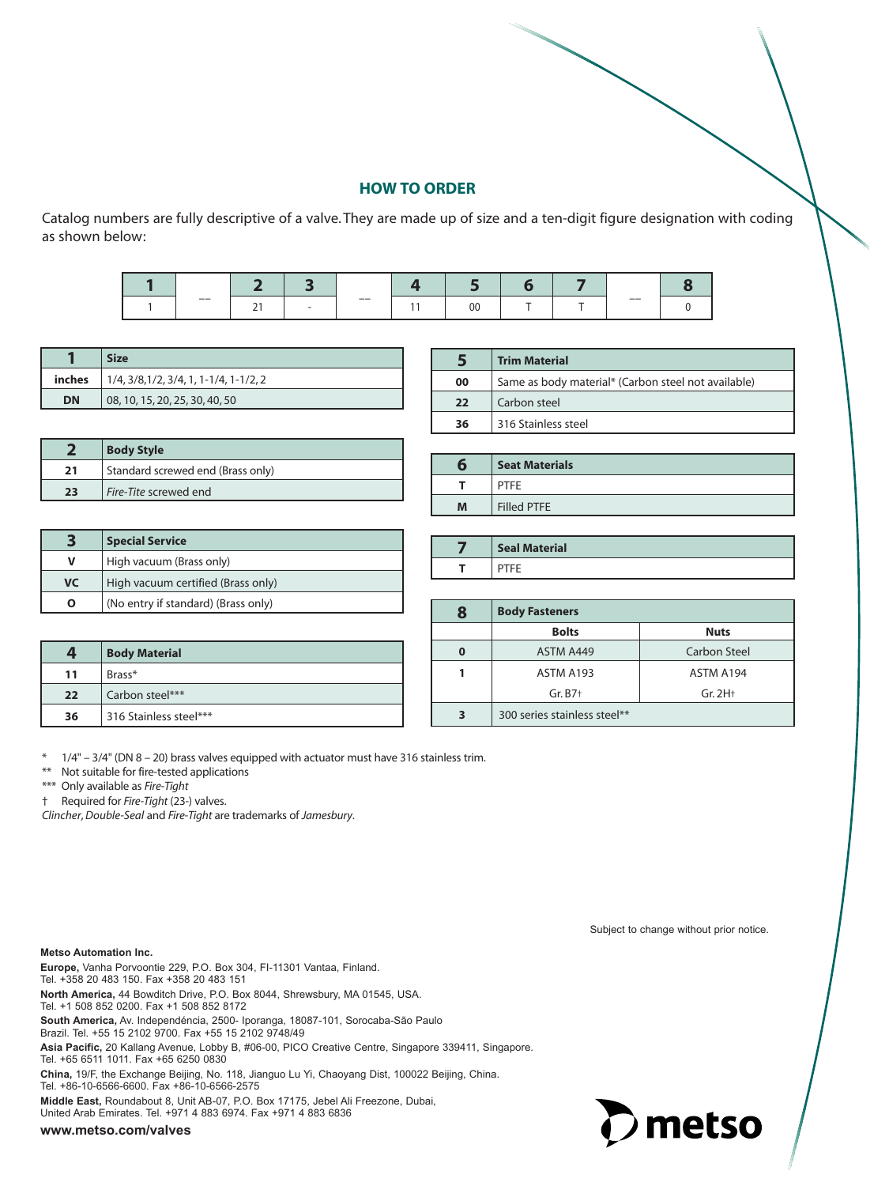## HOW TO ORDER

Catalog numbers are fully descriptive of a valve. They are made up of size and a ten-digit figure designation with coding as shown below:

| 1 | | 2 | 3 | | 4 | 5 | 6 | 7 | | 8 |
|---|---|---|---|---|---|---|---|---|---|---|
| 1 | -- | 21 | - | -- | 11 | 00 | T | T | -- | 0 |

| 1 | Size |
|---|---|
| inches | 1/4, 3/8,1/2, 3/4, 1, 1-1/4, 1-1/2, 2 |
| DN | 08, 10, 15, 20, 25, 30, 40, 50 |

| 2 | Body Style |
|---|---|
| 21 | Standard screwed end (Brass only) |
| 23 | *Fire-Tite* screwed end |

| 3 | Special Service |
|---|---|
| V | High vacuum (Brass only) |
| VC | High vacuum certified (Brass only) |
| O | (No entry if standard) (Brass only) |

| 4 | Body Material |
|---|---|
| 11 | Brass* |
| 22 | Carbon steel*** |
| 36 | 316 Stainless steel*** |

| 5 | Trim Material |
|---|---|
| 00 | Same as body material* (Carbon steel not available) |
| 22 | Carbon steel |
| 36 | 316 Stainless steel |

| 6 | Seat Materials |
|---|---|
| T | PTFE |
| M | Filled PTFE |

| 7 | Seal Material |
|---|---|
| T | PTFE |

| 8 | Body Fasteners | |
|---|---|---|
| | Bolts | Nuts |
| 0 | ASTM A449 | Carbon Steel |
| 1 | ASTM A193 Gr. B7† | ASTM A194 Gr. 2H† |
| 3 | 300 series stainless steel** | |

\* 1/4" – 3/4" (DN 8 – 20) brass valves equipped with actuator must have 316 stainless trim.

** Not suitable for fire-tested applications

*** Only available as *Fire-Tight*

† Required for *Fire-Tight* (23-) valves.

*Clincher*, *Double-Seal* and *Fire-Tight* are trademarks of *Jamesbury*.

Subject to change without prior notice.

**Metso Automation Inc.**

**Europe,** Vanha Porvoontie 229, P.O. Box 304, FI-11301 Vantaa, Finland.
Tel. +358 20 483 150. Fax +358 20 483 151

**North America,** 44 Bowditch Drive, P.O. Box 8044, Shrewsbury, MA 01545, USA.
Tel. +1 508 852 0200. Fax +1 508 852 8172

**South America,** Av. Independência, 2500- Iporanga, 18087-101, Sorocaba-São Paulo
Brazil. Tel. +55 15 2102 9700. Fax +55 15 2102 9748/49

**Asia Pacific,** 20 Kallang Avenue, Lobby B, #06-00, PICO Creative Centre, Singapore 339411, Singapore.
Tel. +65 6511 1011. Fax +65 6250 0830

**China,** 19/F, the Exchange Beijing, No. 118, Jianguo Lu Yi, Chaoyang Dist, 100022 Beijing, China.
Tel. +86-10-6566-6600. Fax +86-10-6566-2575

**Middle East,** Roundabout 8, Unit AB-07, P.O. Box 17175, Jebel Ali Freezone, Dubai,
United Arab Emirates. Tel. +971 4 883 6974. Fax +971 4 883 6836

**www.metso.com/valves**

metso